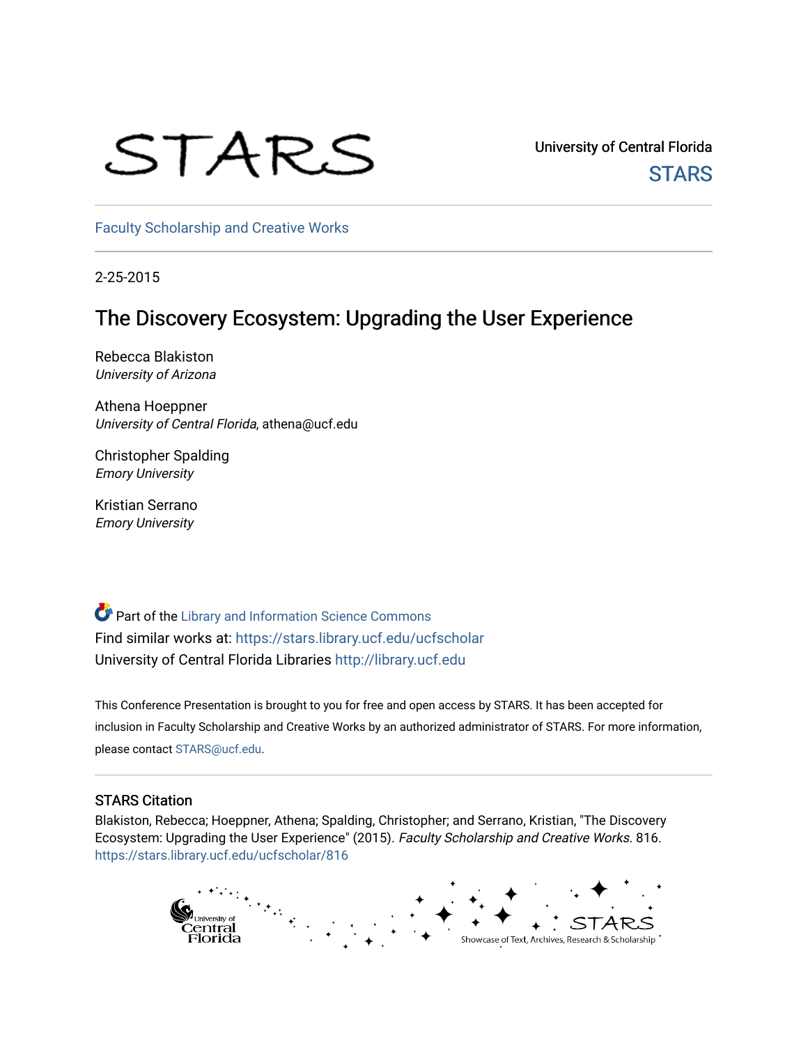STARS

University of Central Florida

STARS

Faculty Scholarship and Creative Works

2-25-2015

# The Discovery Ecosystem: Upgrading the User Experience

Rebecca Blakiston
*University of Arizona*

Athena Hoeppner
*University of Central Florida*, athena@ucf.edu

Christopher Spalding
*Emory University*

Kristian Serrano
*Emory University*

Part of the Library and Information Science Commons

Find similar works at: https://stars.library.ucf.edu/ucfscholar

University of Central Florida Libraries http://library.ucf.edu

This Conference Presentation is brought to you for free and open access by STARS. It has been accepted for inclusion in Faculty Scholarship and Creative Works by an authorized administrator of STARS. For more information, please contact STARS@ucf.edu.

## STARS Citation

Blakiston, Rebecca; Hoeppner, Athena; Spalding, Christopher; and Serrano, Kristian, "The Discovery Ecosystem: Upgrading the User Experience" (2015). *Faculty Scholarship and Creative Works*. 816.
https://stars.library.ucf.edu/ucfscholar/816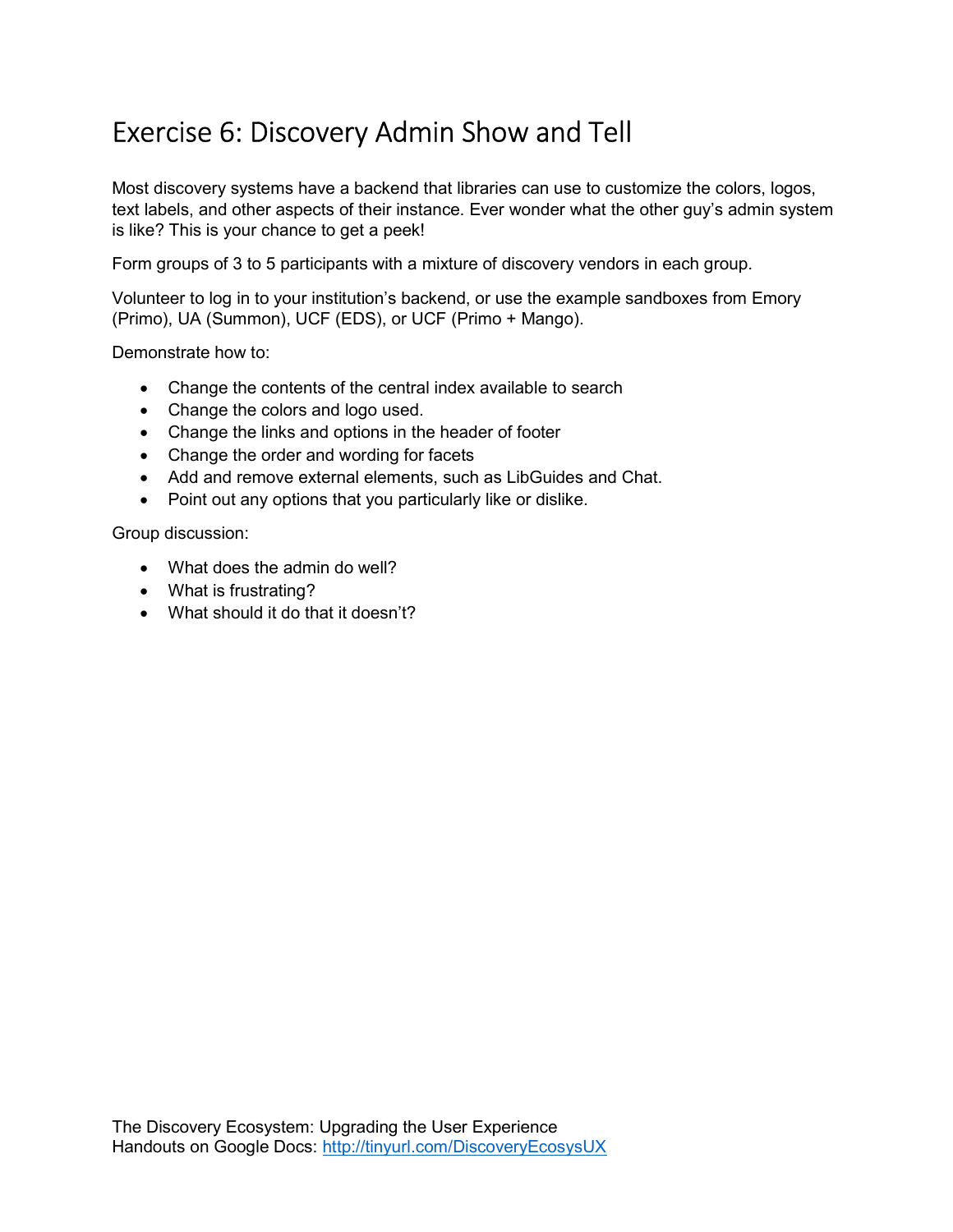# Exercise 6: Discovery Admin Show and Tell

Most discovery systems have a backend that libraries can use to customize the colors, logos, text labels, and other aspects of their instance. Ever wonder what the other guy's admin system is like? This is your chance to get a peek!

Form groups of 3 to 5 participants with a mixture of discovery vendors in each group.

Volunteer to log in to your institution's backend, or use the example sandboxes from Emory (Primo), UA (Summon), UCF (EDS), or UCF (Primo + Mango).

Demonstrate how to:

- Change the contents of the central index available to search
- Change the colors and logo used.
- Change the links and options in the header of footer
- Change the order and wording for facets
- Add and remove external elements, such as LibGuides and Chat.
- Point out any options that you particularly like or dislike.

Group discussion:

- What does the admin do well?
- What is frustrating?
- What should it do that it doesn't?